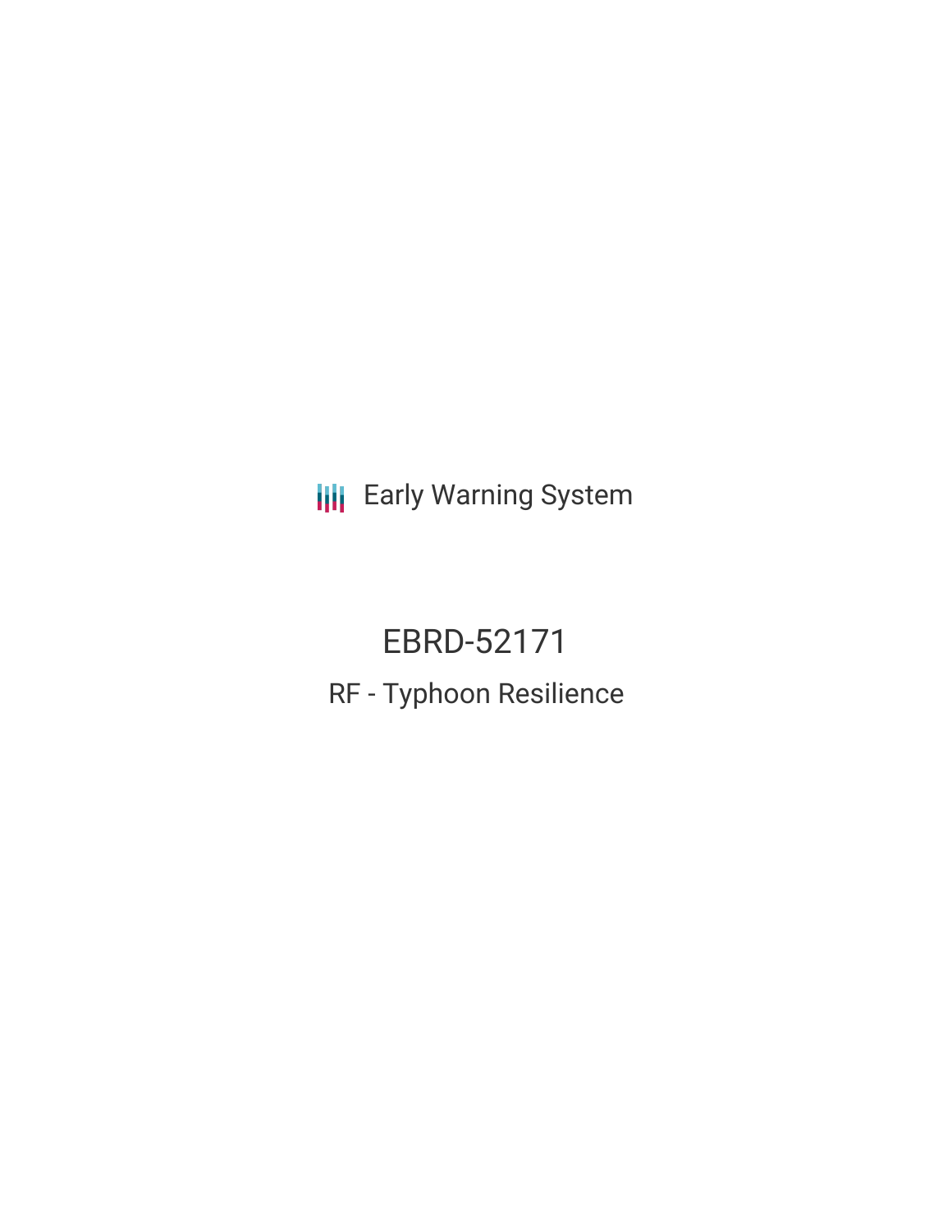Early Warning System

# EBRD-52171

## RF - Typhoon Resilience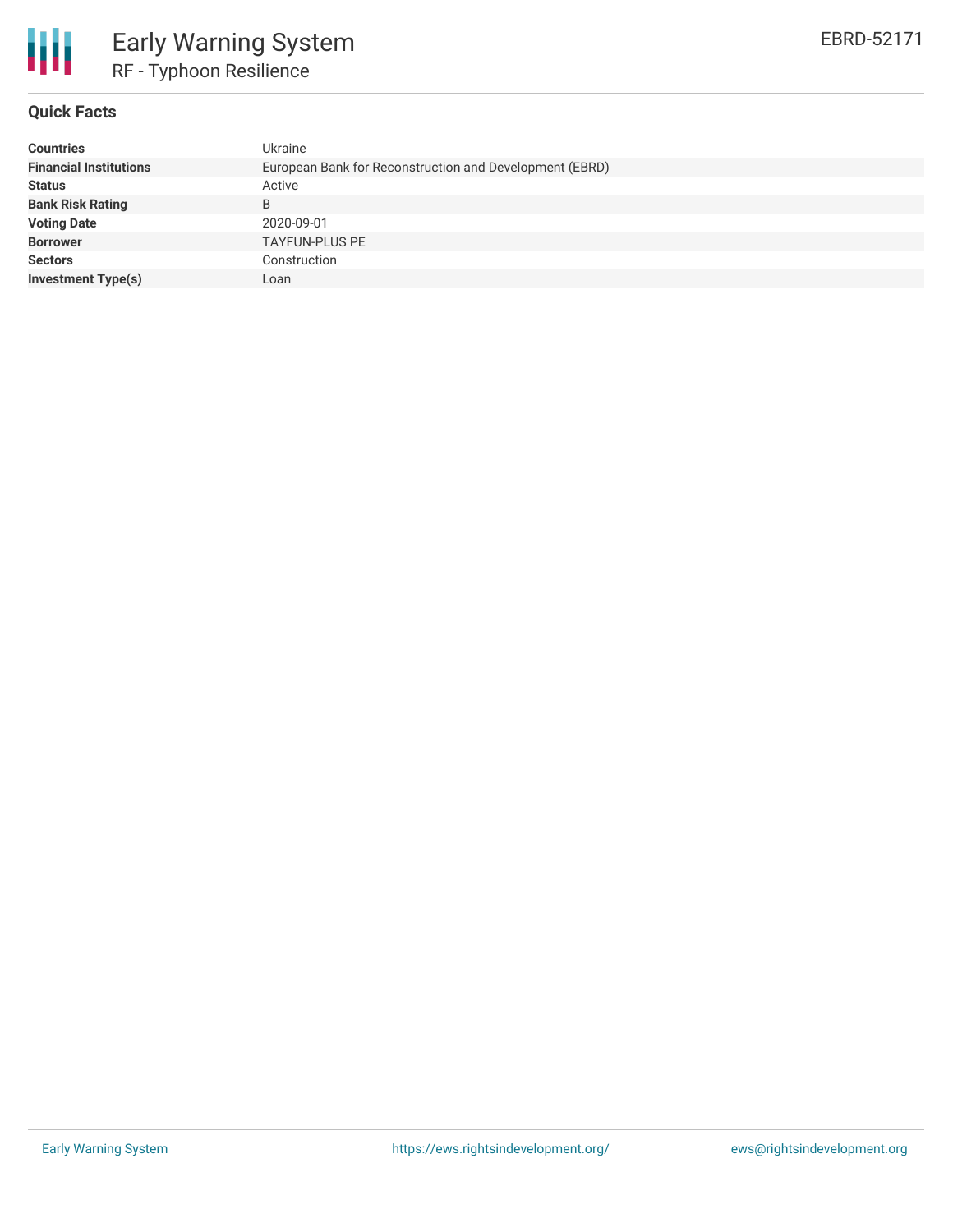# Early Warning System

## RF - Typhoon Resilience

EBRD-52171

### Quick Facts

| | |
|---|---|
| **Countries** | Ukraine |
| **Financial Institutions** | European Bank for Reconstruction and Development (EBRD) |
| **Status** | Active |
| **Bank Risk Rating** | B |
| **Voting Date** | 2020-09-01 |
| **Borrower** | TAYFUN-PLUS PE |
| **Sectors** | Construction |
| **Investment Type(s)** | Loan |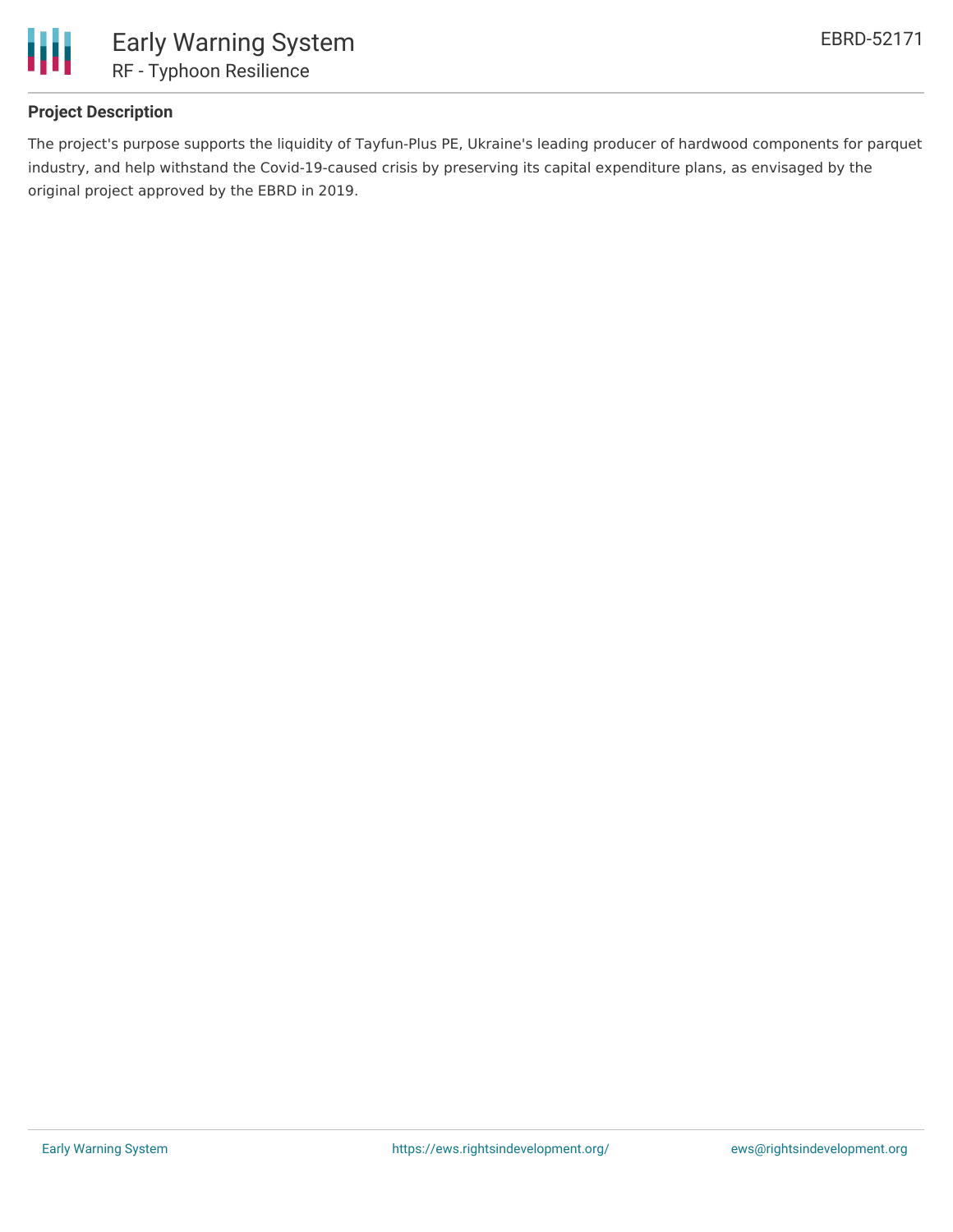### Project Description

The project's purpose supports the liquidity of Tayfun-Plus PE, Ukraine's leading producer of hardwood components for parquet industry, and help withstand the Covid-19-caused crisis by preserving its capital expenditure plans, as envisaged by the original project approved by the EBRD in 2019.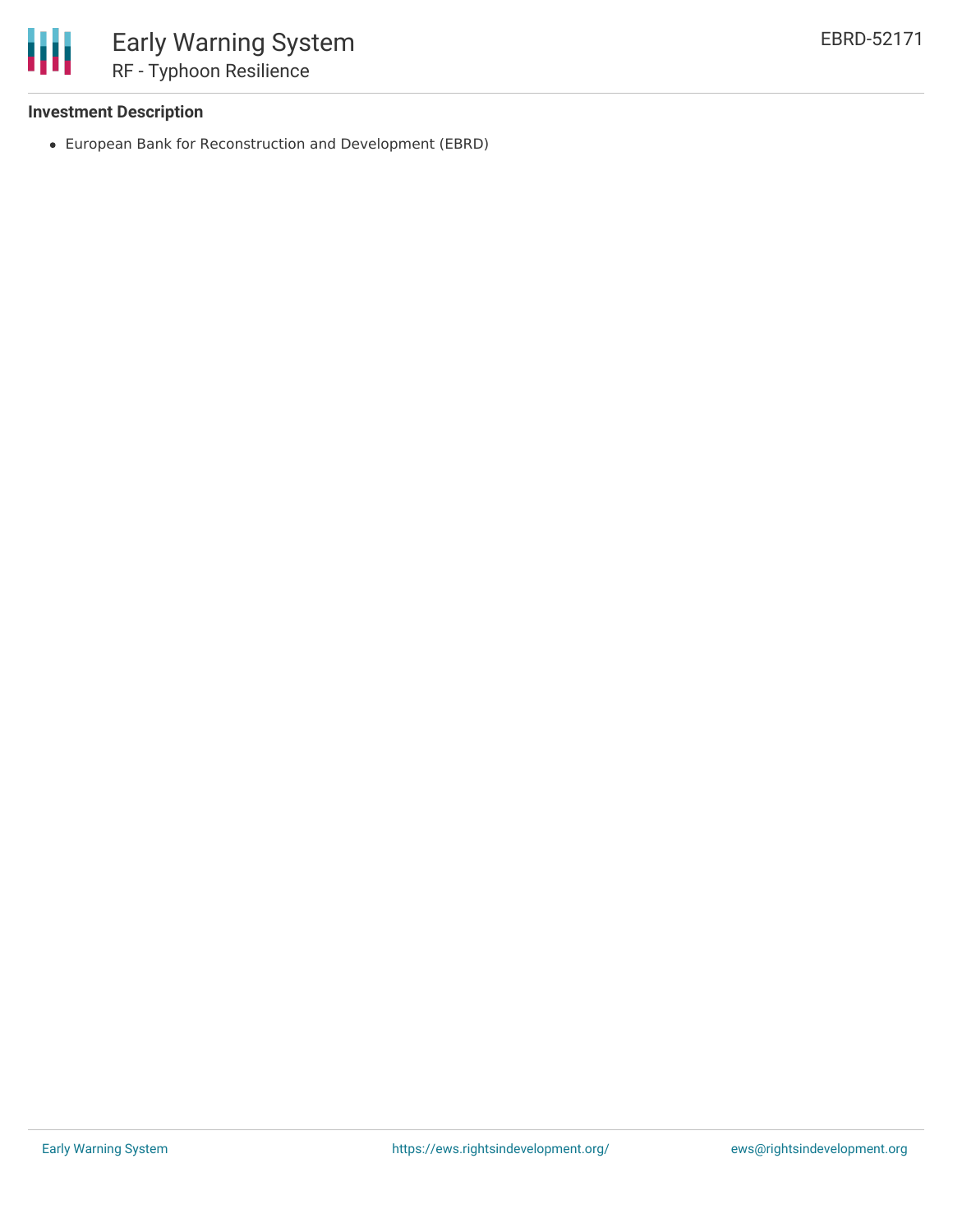**Investment Description**

- European Bank for Reconstruction and Development (EBRD)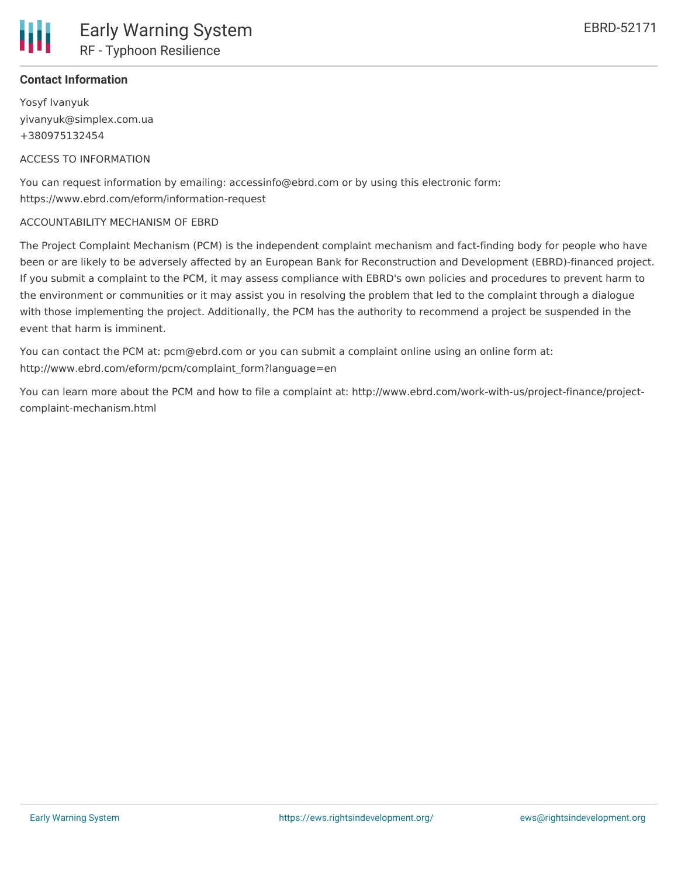**Contact Information**

Yosyf Ivanyuk
yivanyuk@simplex.com.ua
+380975132454

ACCESS TO INFORMATION

You can request information by emailing: accessinfo@ebrd.com or by using this electronic form: https://www.ebrd.com/eform/information-request

ACCOUNTABILITY MECHANISM OF EBRD

The Project Complaint Mechanism (PCM) is the independent complaint mechanism and fact-finding body for people who have been or are likely to be adversely affected by an European Bank for Reconstruction and Development (EBRD)-financed project. If you submit a complaint to the PCM, it may assess compliance with EBRD's own policies and procedures to prevent harm to the environment or communities or it may assist you in resolving the problem that led to the complaint through a dialogue with those implementing the project. Additionally, the PCM has the authority to recommend a project be suspended in the event that harm is imminent.

You can contact the PCM at: pcm@ebrd.com or you can submit a complaint online using an online form at: http://www.ebrd.com/eform/pcm/complaint_form?language=en

You can learn more about the PCM and how to file a complaint at: http://www.ebrd.com/work-with-us/project-finance/project-complaint-mechanism.html